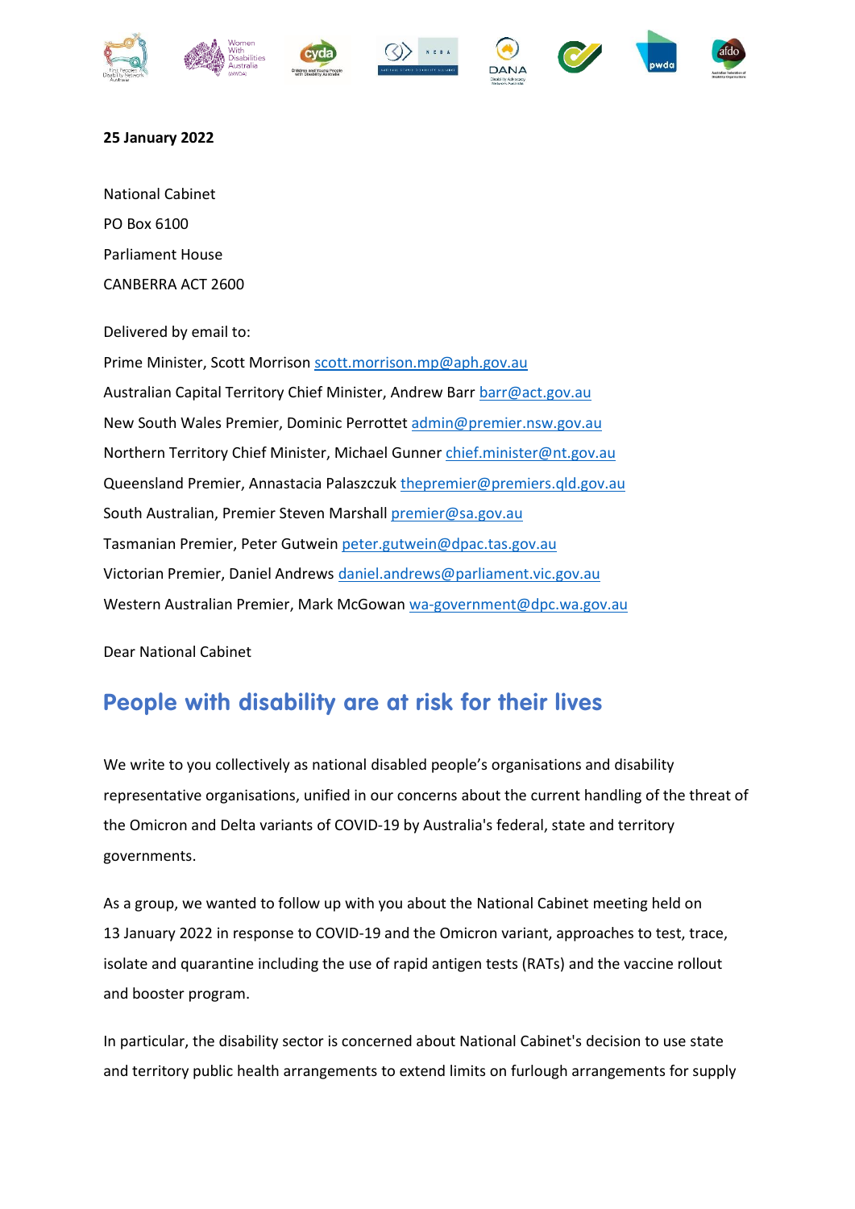**25 January 2022**

National Cabinet

PO Box 6100

Parliament House

CANBERRA ACT 2600

Delivered by email to:

Prime Minister, Scott Morrison scott.morrison.mp@aph.gov.au

Australian Capital Territory Chief Minister, Andrew Barr barr@act.gov.au

New South Wales Premier, Dominic Perrottet admin@premier.nsw.gov.au

Northern Territory Chief Minister, Michael Gunner chief.minister@nt.gov.au

Queensland Premier, Annastacia Palaszczuk thepremier@premiers.qld.gov.au

South Australian, Premier Steven Marshall premier@sa.gov.au

Tasmanian Premier, Peter Gutwein peter.gutwein@dpac.tas.gov.au

Victorian Premier, Daniel Andrews daniel.andrews@parliament.vic.gov.au

Western Australian Premier, Mark McGowan wa-government@dpc.wa.gov.au

Dear National Cabinet

## People with disability are at risk for their lives

We write to you collectively as national disabled people's organisations and disability representative organisations, unified in our concerns about the current handling of the threat of the Omicron and Delta variants of COVID-19 by Australia's federal, state and territory governments.

As a group, we wanted to follow up with you about the National Cabinet meeting held on 13 January 2022 in response to COVID-19 and the Omicron variant, approaches to test, trace, isolate and quarantine including the use of rapid antigen tests (RATs) and the vaccine rollout and booster program.

In particular, the disability sector is concerned about National Cabinet's decision to use state and territory public health arrangements to extend limits on furlough arrangements for supply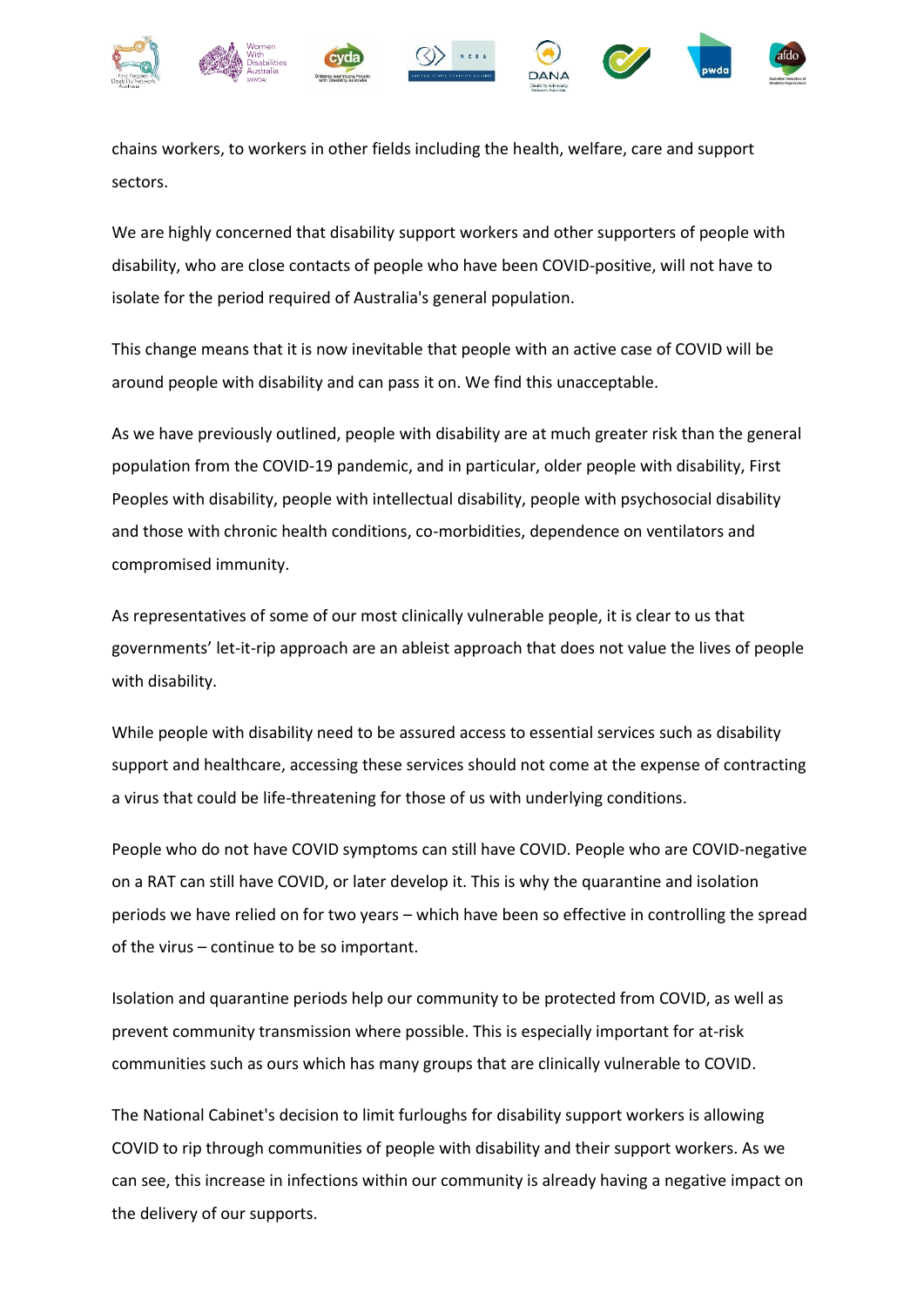chains workers, to workers in other fields including the health, welfare, care and support sectors.

We are highly concerned that disability support workers and other supporters of people with disability, who are close contacts of people who have been COVID-positive, will not have to isolate for the period required of Australia's general population.

This change means that it is now inevitable that people with an active case of COVID will be around people with disability and can pass it on. We find this unacceptable.

As we have previously outlined, people with disability are at much greater risk than the general population from the COVID-19 pandemic, and in particular, older people with disability, First Peoples with disability, people with intellectual disability, people with psychosocial disability and those with chronic health conditions, co-morbidities, dependence on ventilators and compromised immunity.

As representatives of some of our most clinically vulnerable people, it is clear to us that governments' let-it-rip approach are an ableist approach that does not value the lives of people with disability.

While people with disability need to be assured access to essential services such as disability support and healthcare, accessing these services should not come at the expense of contracting a virus that could be life-threatening for those of us with underlying conditions.

People who do not have COVID symptoms can still have COVID. People who are COVID-negative on a RAT can still have COVID, or later develop it. This is why the quarantine and isolation periods we have relied on for two years – which have been so effective in controlling the spread of the virus – continue to be so important.

Isolation and quarantine periods help our community to be protected from COVID, as well as prevent community transmission where possible. This is especially important for at-risk communities such as ours which has many groups that are clinically vulnerable to COVID.

The National Cabinet's decision to limit furloughs for disability support workers is allowing COVID to rip through communities of people with disability and their support workers. As we can see, this increase in infections within our community is already having a negative impact on the delivery of our supports.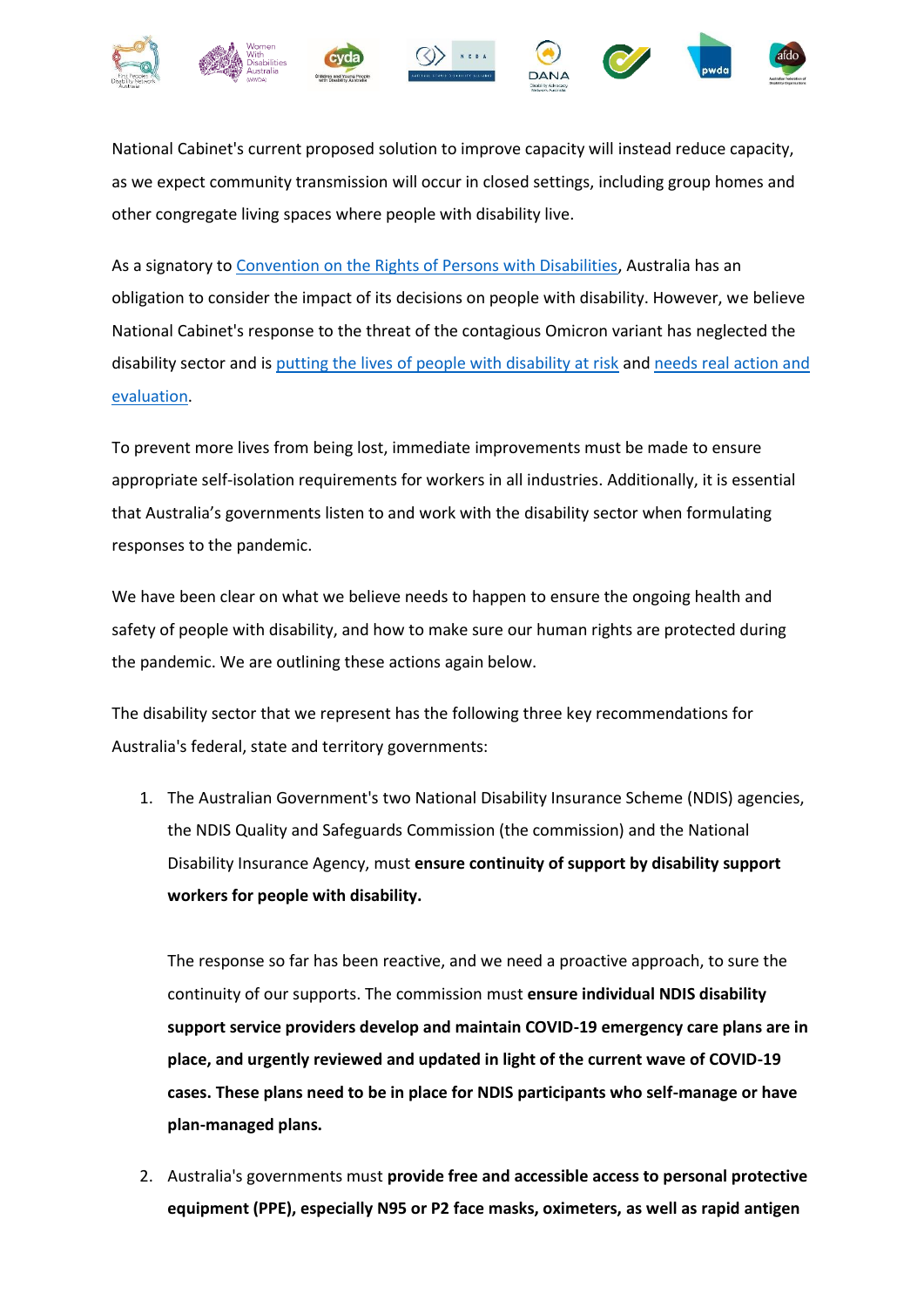National Cabinet's current proposed solution to improve capacity will instead reduce capacity, as we expect community transmission will occur in closed settings, including group homes and other congregate living spaces where people with disability live.

As a signatory to Convention on the Rights of Persons with Disabilities, Australia has an obligation to consider the impact of its decisions on people with disability. However, we believe National Cabinet's response to the threat of the contagious Omicron variant has neglected the disability sector and is putting the lives of people with disability at risk and needs real action and evaluation.

To prevent more lives from being lost, immediate improvements must be made to ensure appropriate self-isolation requirements for workers in all industries. Additionally, it is essential that Australia's governments listen to and work with the disability sector when formulating responses to the pandemic.

We have been clear on what we believe needs to happen to ensure the ongoing health and safety of people with disability, and how to make sure our human rights are protected during the pandemic. We are outlining these actions again below.

The disability sector that we represent has the following three key recommendations for Australia's federal, state and territory governments:

1. The Australian Government's two National Disability Insurance Scheme (NDIS) agencies, the NDIS Quality and Safeguards Commission (the commission) and the National Disability Insurance Agency, must **ensure continuity of support by disability support workers for people with disability.**

   The response so far has been reactive, and we need a proactive approach, to sure the continuity of our supports. The commission must **ensure individual NDIS disability support service providers develop and maintain COVID-19 emergency care plans are in place, and urgently reviewed and updated in light of the current wave of COVID-19 cases. These plans need to be in place for NDIS participants who self-manage or have plan-managed plans.**

2. Australia's governments must **provide free and accessible access to personal protective equipment (PPE), especially N95 or P2 face masks, oximeters, as well as rapid antigen**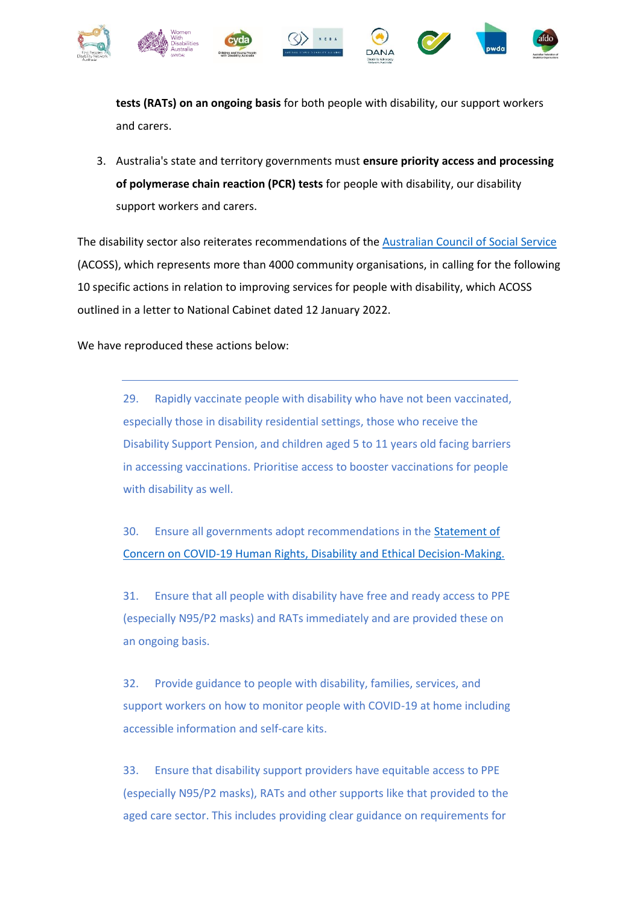**tests (RATs) on an ongoing basis** for both people with disability, our support workers and carers.

3. Australia's state and territory governments must **ensure priority access and processing of polymerase chain reaction (PCR) tests** for people with disability, our disability support workers and carers.

The disability sector also reiterates recommendations of the Australian Council of Social Service (ACOSS), which represents more than 4000 community organisations, in calling for the following 10 specific actions in relation to improving services for people with disability, which ACOSS outlined in a letter to National Cabinet dated 12 January 2022.

We have reproduced these actions below:

---

> 29. Rapidly vaccinate people with disability who have not been vaccinated, especially those in disability residential settings, those who receive the Disability Support Pension, and children aged 5 to 11 years old facing barriers in accessing vaccinations. Prioritise access to booster vaccinations for people with disability as well.
>
> 30. Ensure all governments adopt recommendations in the Statement of Concern on COVID-19 Human Rights, Disability and Ethical Decision-Making.
>
> 31. Ensure that all people with disability have free and ready access to PPE (especially N95/P2 masks) and RATs immediately and are provided these on an ongoing basis.
>
> 32. Provide guidance to people with disability, families, services, and support workers on how to monitor people with COVID-19 at home including accessible information and self-care kits.
>
> 33. Ensure that disability support providers have equitable access to PPE (especially N95/P2 masks), RATs and other supports like that provided to the aged care sector. This includes providing clear guidance on requirements for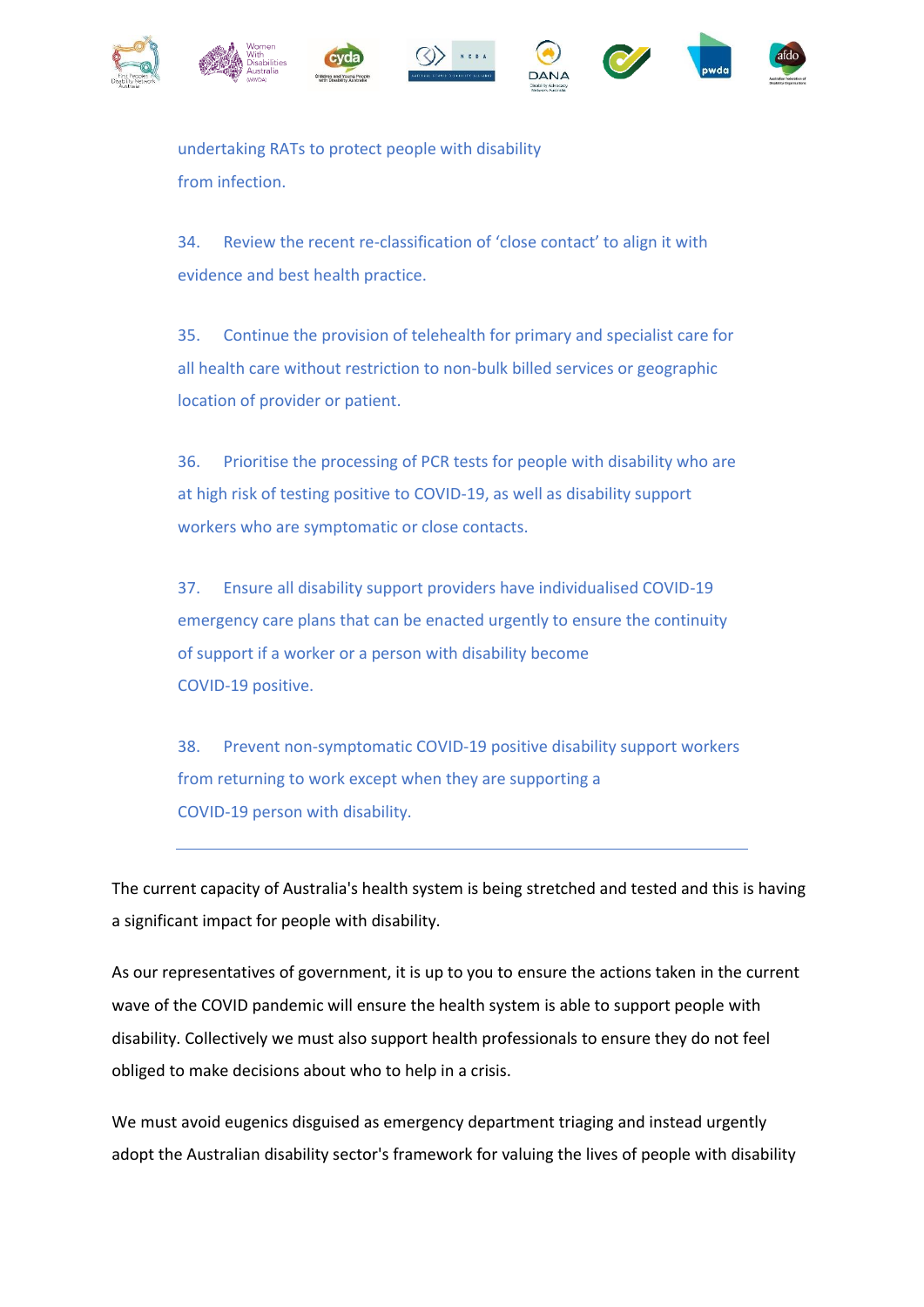undertaking RATs to protect people with disability from infection.

34. Review the recent re-classification of 'close contact' to align it with evidence and best health practice.

35. Continue the provision of telehealth for primary and specialist care for all health care without restriction to non-bulk billed services or geographic location of provider or patient.

36. Prioritise the processing of PCR tests for people with disability who are at high risk of testing positive to COVID-19, as well as disability support workers who are symptomatic or close contacts.

37. Ensure all disability support providers have individualised COVID-19 emergency care plans that can be enacted urgently to ensure the continuity of support if a worker or a person with disability become COVID-19 positive.

38. Prevent non-symptomatic COVID-19 positive disability support workers from returning to work except when they are supporting a COVID-19 person with disability.

---

The current capacity of Australia's health system is being stretched and tested and this is having a significant impact for people with disability.

As our representatives of government, it is up to you to ensure the actions taken in the current wave of the COVID pandemic will ensure the health system is able to support people with disability. Collectively we must also support health professionals to ensure they do not feel obliged to make decisions about who to help in a crisis.

We must avoid eugenics disguised as emergency department triaging and instead urgently adopt the Australian disability sector's framework for valuing the lives of people with disability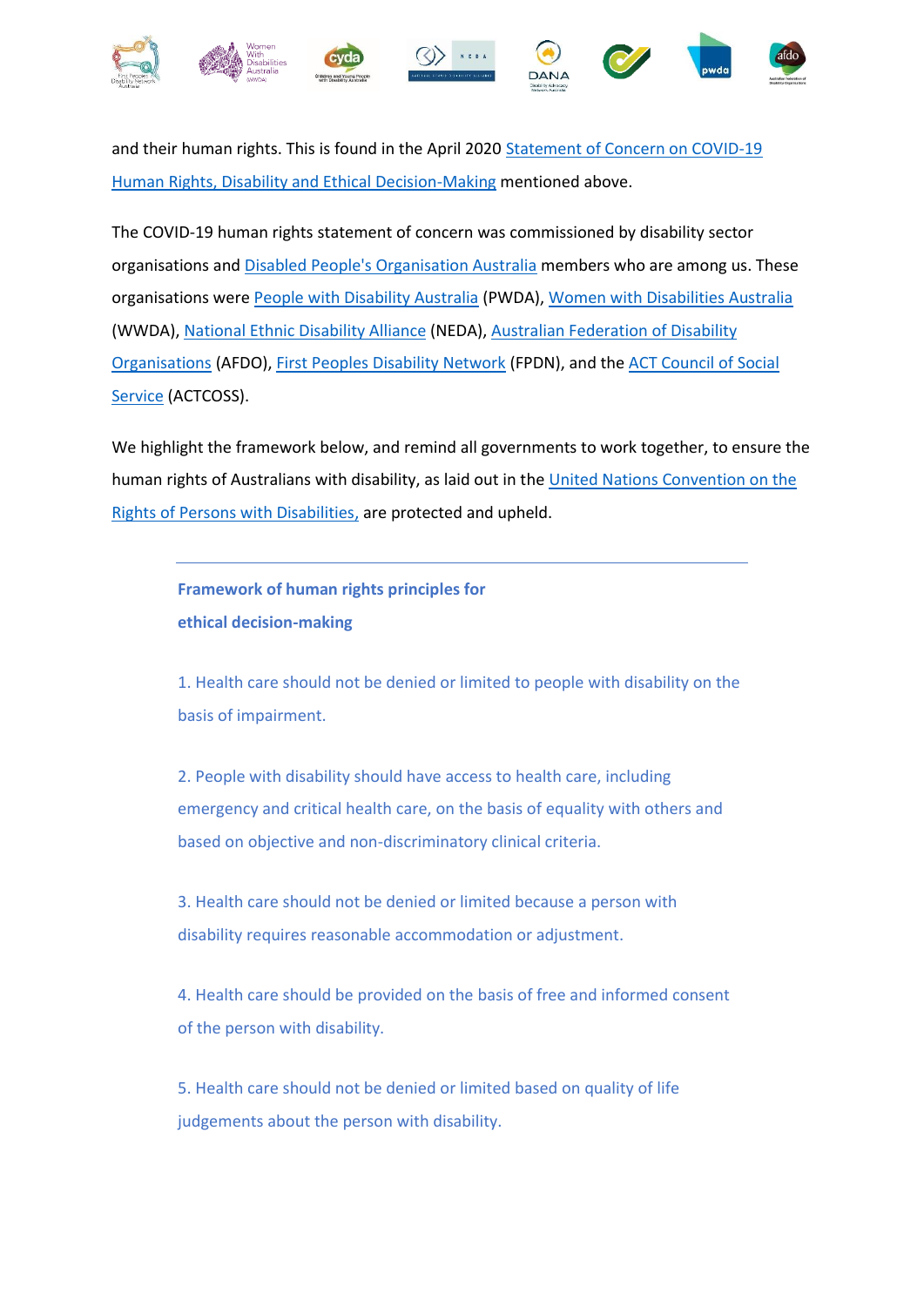and their human rights. This is found in the April 2020 Statement of Concern on COVID-19 Human Rights, Disability and Ethical Decision-Making mentioned above.

The COVID-19 human rights statement of concern was commissioned by disability sector organisations and Disabled People's Organisation Australia members who are among us. These organisations were People with Disability Australia (PWDA), Women with Disabilities Australia (WWDA), National Ethnic Disability Alliance (NEDA), Australian Federation of Disability Organisations (AFDO), First Peoples Disability Network (FPDN), and the ACT Council of Social Service (ACTCOSS).

We highlight the framework below, and remind all governments to work together, to ensure the human rights of Australians with disability, as laid out in the United Nations Convention on the Rights of Persons with Disabilities, are protected and upheld.

---

**Framework of human rights principles for ethical decision-making**

1. Health care should not be denied or limited to people with disability on the basis of impairment.

2. People with disability should have access to health care, including emergency and critical health care, on the basis of equality with others and based on objective and non-discriminatory clinical criteria.

3. Health care should not be denied or limited because a person with disability requires reasonable accommodation or adjustment.

4. Health care should be provided on the basis of free and informed consent of the person with disability.

5. Health care should not be denied or limited based on quality of life judgements about the person with disability.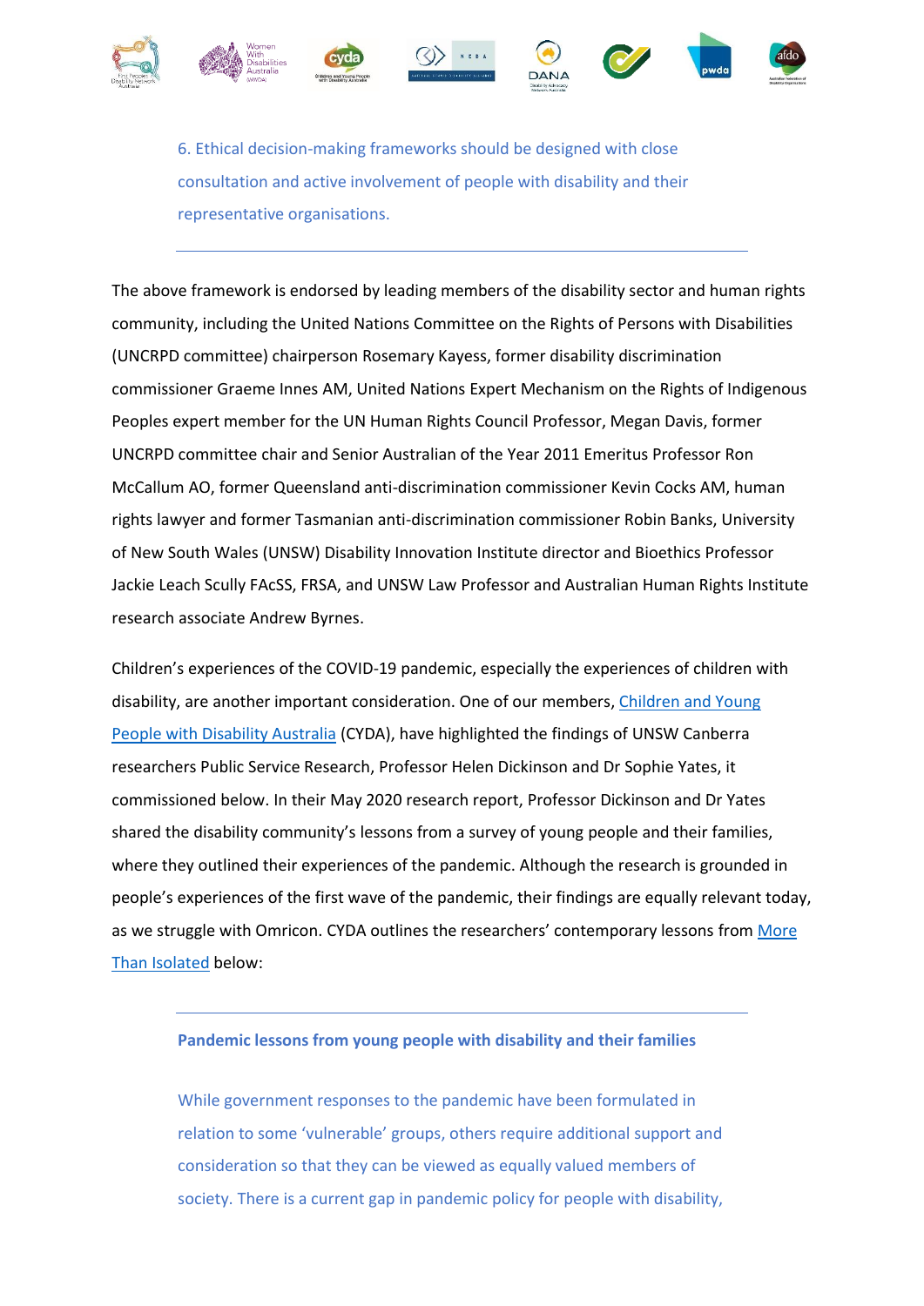6. Ethical decision-making frameworks should be designed with close consultation and active involvement of people with disability and their representative organisations.

---

The above framework is endorsed by leading members of the disability sector and human rights community, including the United Nations Committee on the Rights of Persons with Disabilities (UNCRPD committee) chairperson Rosemary Kayess, former disability discrimination commissioner Graeme Innes AM, United Nations Expert Mechanism on the Rights of Indigenous Peoples expert member for the UN Human Rights Council Professor, Megan Davis, former UNCRPD committee chair and Senior Australian of the Year 2011 Emeritus Professor Ron McCallum AO, former Queensland anti-discrimination commissioner Kevin Cocks AM, human rights lawyer and former Tasmanian anti-discrimination commissioner Robin Banks, University of New South Wales (UNSW) Disability Innovation Institute director and Bioethics Professor Jackie Leach Scully FAcSS, FRSA, and UNSW Law Professor and Australian Human Rights Institute research associate Andrew Byrnes.

Children's experiences of the COVID-19 pandemic, especially the experiences of children with disability, are another important consideration. One of our members, Children and Young People with Disability Australia (CYDA), have highlighted the findings of UNSW Canberra researchers Public Service Research, Professor Helen Dickinson and Dr Sophie Yates, it commissioned below. In their May 2020 research report, Professor Dickinson and Dr Yates shared the disability community's lessons from a survey of young people and their families, where they outlined their experiences of the pandemic. Although the research is grounded in people's experiences of the first wave of the pandemic, their findings are equally relevant today, as we struggle with Omricon. CYDA outlines the researchers' contemporary lessons from More Than Isolated below:

---

**Pandemic lessons from young people with disability and their families**

While government responses to the pandemic have been formulated in relation to some 'vulnerable' groups, others require additional support and consideration so that they can be viewed as equally valued members of society. There is a current gap in pandemic policy for people with disability,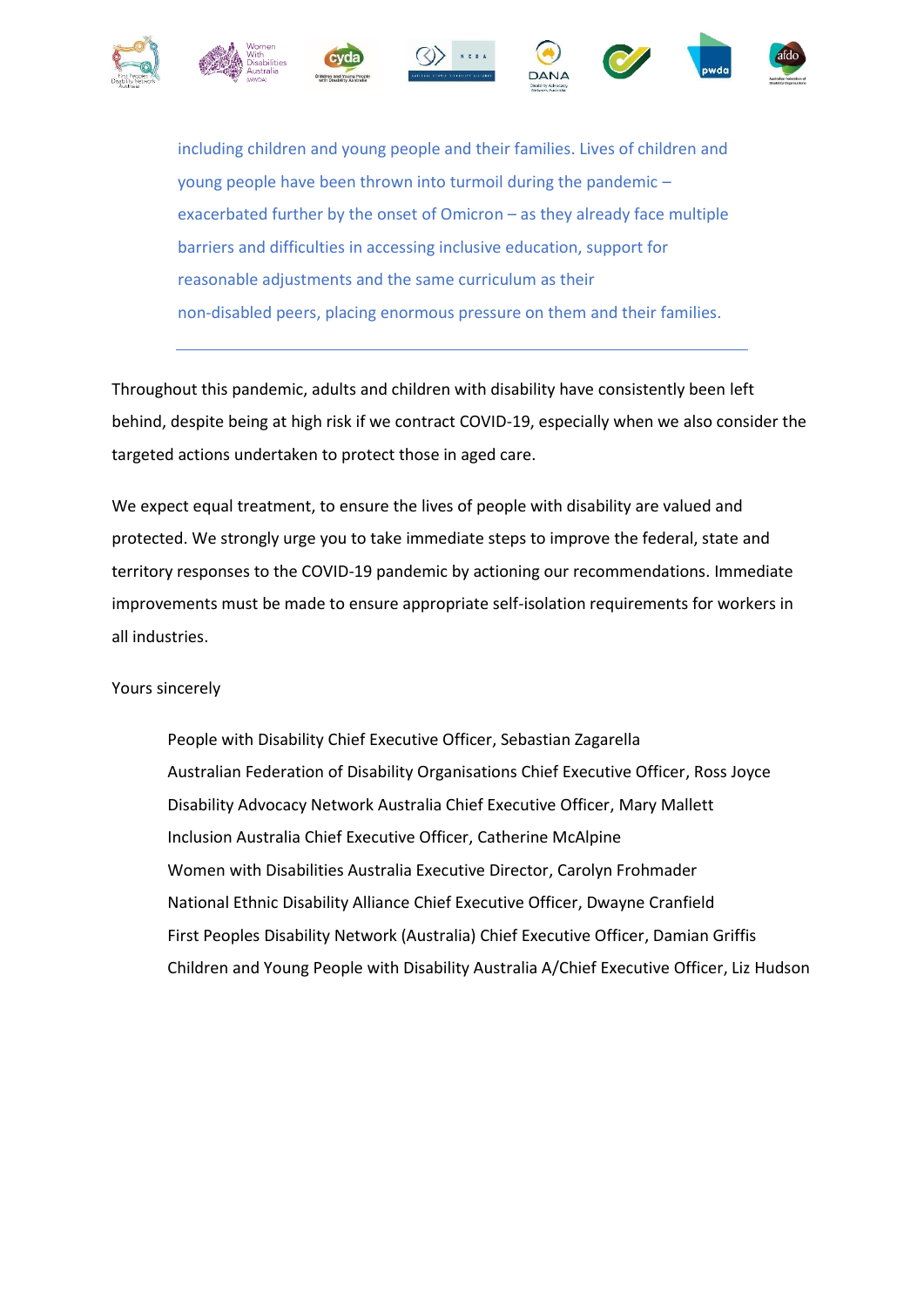including children and young people and their families. Lives of children and young people have been thrown into turmoil during the pandemic – exacerbated further by the onset of Omicron – as they already face multiple barriers and difficulties in accessing inclusive education, support for reasonable adjustments and the same curriculum as their non-disabled peers, placing enormous pressure on them and their families.

---

Throughout this pandemic, adults and children with disability have consistently been left behind, despite being at high risk if we contract COVID-19, especially when we also consider the targeted actions undertaken to protect those in aged care.

We expect equal treatment, to ensure the lives of people with disability are valued and protected. We strongly urge you to take immediate steps to improve the federal, state and territory responses to the COVID-19 pandemic by actioning our recommendations. Immediate improvements must be made to ensure appropriate self-isolation requirements for workers in all industries.

Yours sincerely

People with Disability Chief Executive Officer, Sebastian Zagarella
Australian Federation of Disability Organisations Chief Executive Officer, Ross Joyce
Disability Advocacy Network Australia Chief Executive Officer, Mary Mallett
Inclusion Australia Chief Executive Officer, Catherine McAlpine
Women with Disabilities Australia Executive Director, Carolyn Frohmader
National Ethnic Disability Alliance Chief Executive Officer, Dwayne Cranfield
First Peoples Disability Network (Australia) Chief Executive Officer, Damian Griffis
Children and Young People with Disability Australia A/Chief Executive Officer, Liz Hudson